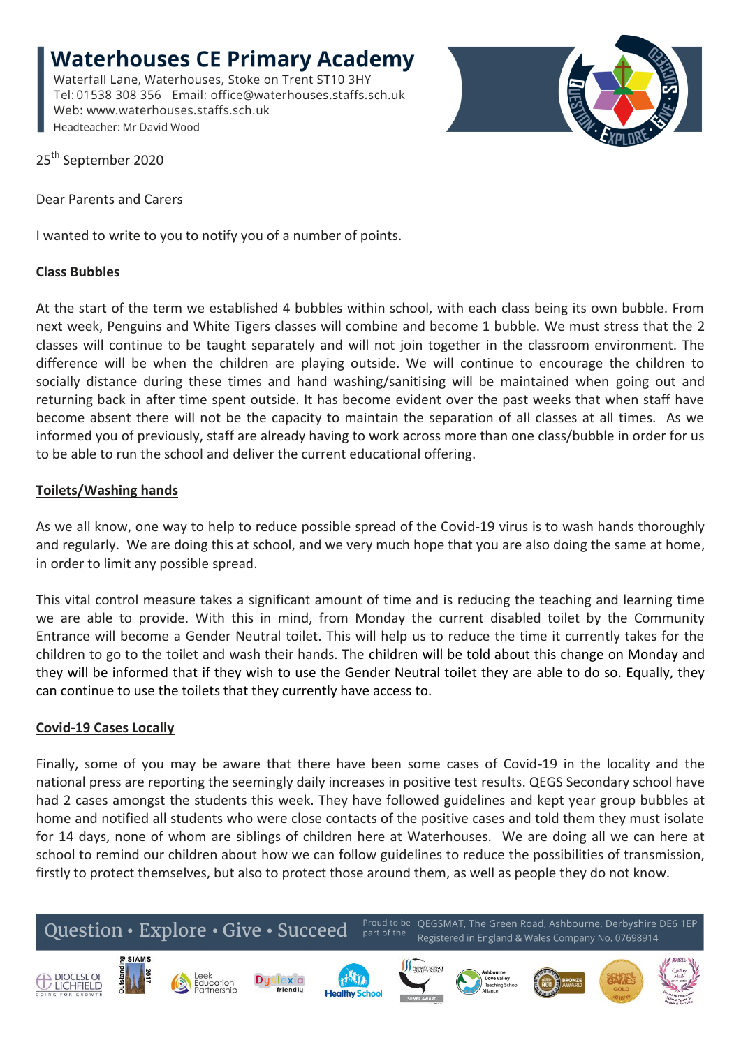# Waterhouses CE Primary Academy

Waterfall Lane, Waterhouses, Stoke on Trent ST10 3HY
Tel: 01538 308 356 Email: office@waterhouses.staffs.sch.uk
Web: www.waterhouses.staffs.sch.uk
Headteacher: Mr David Wood

25th September 2020

Dear Parents and Carers

I wanted to write to you to notify you of a number of points.

**Class Bubbles**

At the start of the term we established 4 bubbles within school, with each class being its own bubble. From next week, Penguins and White Tigers classes will combine and become 1 bubble. We must stress that the 2 classes will continue to be taught separately and will not join together in the classroom environment. The difference will be when the children are playing outside. We will continue to encourage the children to socially distance during these times and hand washing/sanitising will be maintained when going out and returning back in after time spent outside. It has become evident over the past weeks that when staff have become absent there will not be the capacity to maintain the separation of all classes at all times. As we informed you of previously, staff are already having to work across more than one class/bubble in order for us to be able to run the school and deliver the current educational offering.

**Toilets/Washing hands**

As we all know, one way to help to reduce possible spread of the Covid-19 virus is to wash hands thoroughly and regularly. We are doing this at school, and we very much hope that you are also doing the same at home, in order to limit any possible spread.

This vital control measure takes a significant amount of time and is reducing the teaching and learning time we are able to provide. With this in mind, from Monday the current disabled toilet by the Community Entrance will become a Gender Neutral toilet. This will help us to reduce the time it currently takes for the children to go to the toilet and wash their hands. The children will be told about this change on Monday and they will be informed that if they wish to use the Gender Neutral toilet they are able to do so. Equally, they can continue to use the toilets that they currently have access to.

**Covid-19 Cases Locally**

Finally, some of you may be aware that there have been some cases of Covid-19 in the locality and the national press are reporting the seemingly daily increases in positive test results. QEGS Secondary school have had 2 cases amongst the students this week. They have followed guidelines and kept year group bubbles at home and notified all students who were close contacts of the positive cases and told them they must isolate for 14 days, none of whom are siblings of children here at Waterhouses. We are doing all we can here at school to remind our children about how we can follow guidelines to reduce the possibilities of transmission, firstly to protect themselves, but also to protect those around them, as well as people they do not know.

Question • Explore • Give • Succeed — Proud to be part of the QEGSMAT, The Green Road, Ashbourne, Derbyshire DE6 1EP. Registered in England & Wales Company No. 07698914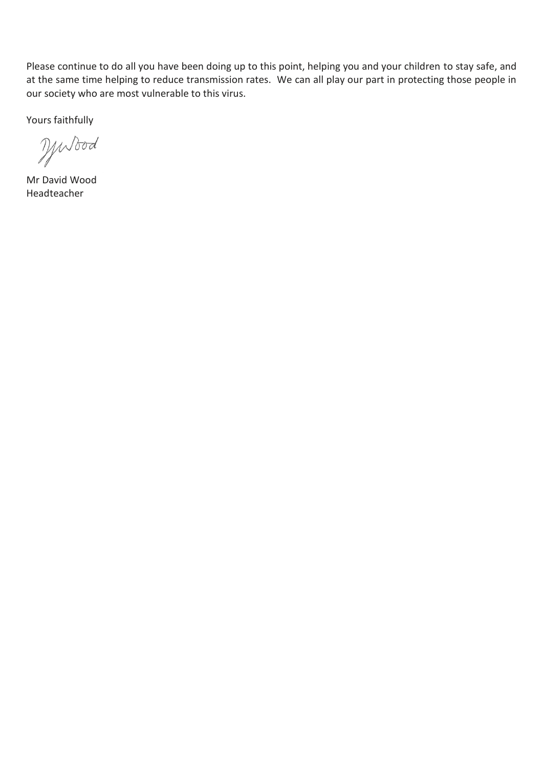Please continue to do all you have been doing up to this point, helping you and your children to stay safe, and at the same time helping to reduce transmission rates. We can all play our part in protecting those people in our society who are most vulnerable to this virus.

Yours faithfully

Mr David Wood
Headteacher